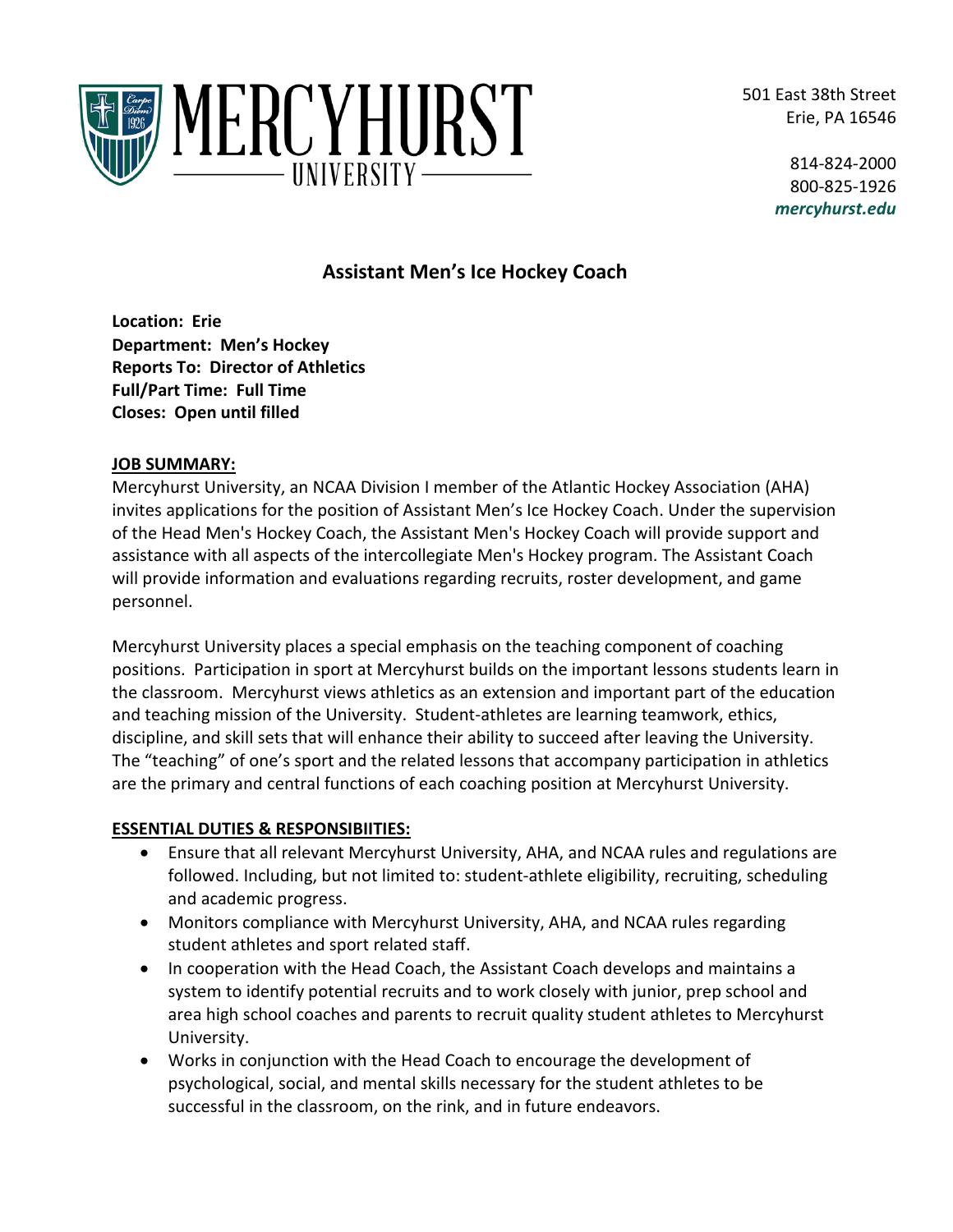# MERCYHURST UNIVERSITY

501 East 38th Street
Erie, PA 16546

814-824-2000
800-825-1926
*mercyhurst.edu*

## Assistant Men's Ice Hockey Coach

**Location: Erie**
**Department: Men's Hockey**
**Reports To: Director of Athletics**
**Full/Part Time: Full Time**
**Closes: Open until filled**

### JOB SUMMARY:

Mercyhurst University, an NCAA Division I member of the Atlantic Hockey Association (AHA) invites applications for the position of Assistant Men's Ice Hockey Coach. Under the supervision of the Head Men's Hockey Coach, the Assistant Men's Hockey Coach will provide support and assistance with all aspects of the intercollegiate Men's Hockey program. The Assistant Coach will provide information and evaluations regarding recruits, roster development, and game personnel.

Mercyhurst University places a special emphasis on the teaching component of coaching positions. Participation in sport at Mercyhurst builds on the important lessons students learn in the classroom. Mercyhurst views athletics as an extension and important part of the education and teaching mission of the University. Student-athletes are learning teamwork, ethics, discipline, and skill sets that will enhance their ability to succeed after leaving the University. The "teaching" of one's sport and the related lessons that accompany participation in athletics are the primary and central functions of each coaching position at Mercyhurst University.

### ESSENTIAL DUTIES & RESPONSIBIITIES:

- Ensure that all relevant Mercyhurst University, AHA, and NCAA rules and regulations are followed. Including, but not limited to: student-athlete eligibility, recruiting, scheduling and academic progress.
- Monitors compliance with Mercyhurst University, AHA, and NCAA rules regarding student athletes and sport related staff.
- In cooperation with the Head Coach, the Assistant Coach develops and maintains a system to identify potential recruits and to work closely with junior, prep school and area high school coaches and parents to recruit quality student athletes to Mercyhurst University.
- Works in conjunction with the Head Coach to encourage the development of psychological, social, and mental skills necessary for the student athletes to be successful in the classroom, on the rink, and in future endeavors.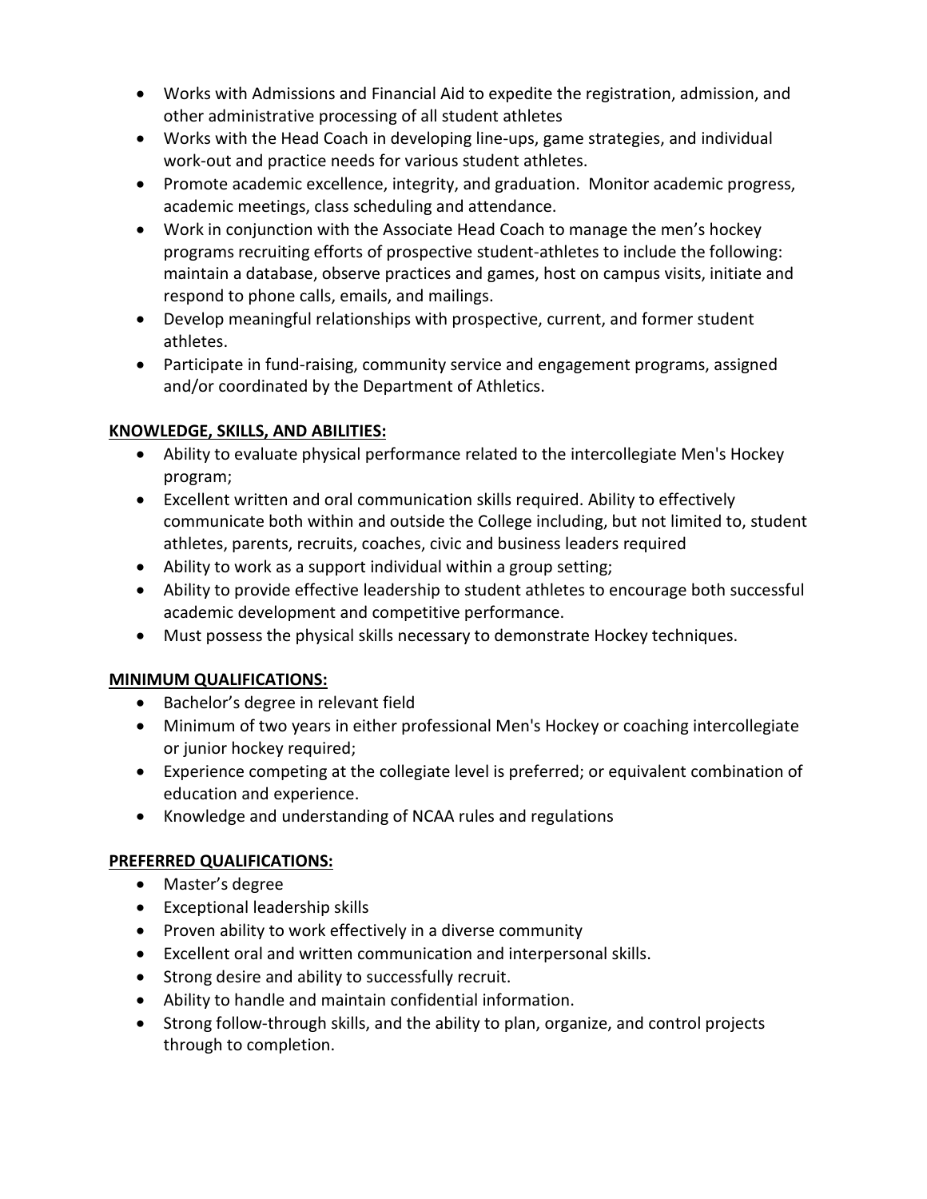- Works with Admissions and Financial Aid to expedite the registration, admission, and other administrative processing of all student athletes
- Works with the Head Coach in developing line-ups, game strategies, and individual work-out and practice needs for various student athletes.
- Promote academic excellence, integrity, and graduation. Monitor academic progress, academic meetings, class scheduling and attendance.
- Work in conjunction with the Associate Head Coach to manage the men's hockey programs recruiting efforts of prospective student-athletes to include the following: maintain a database, observe practices and games, host on campus visits, initiate and respond to phone calls, emails, and mailings.
- Develop meaningful relationships with prospective, current, and former student athletes.
- Participate in fund-raising, community service and engagement programs, assigned and/or coordinated by the Department of Athletics.

**KNOWLEDGE, SKILLS, AND ABILITIES:**

- Ability to evaluate physical performance related to the intercollegiate Men's Hockey program;
- Excellent written and oral communication skills required. Ability to effectively communicate both within and outside the College including, but not limited to, student athletes, parents, recruits, coaches, civic and business leaders required
- Ability to work as a support individual within a group setting;
- Ability to provide effective leadership to student athletes to encourage both successful academic development and competitive performance.
- Must possess the physical skills necessary to demonstrate Hockey techniques.

**MINIMUM QUALIFICATIONS:**

- Bachelor's degree in relevant field
- Minimum of two years in either professional Men's Hockey or coaching intercollegiate or junior hockey required;
- Experience competing at the collegiate level is preferred; or equivalent combination of education and experience.
- Knowledge and understanding of NCAA rules and regulations

**PREFERRED QUALIFICATIONS:**

- Master's degree
- Exceptional leadership skills
- Proven ability to work effectively in a diverse community
- Excellent oral and written communication and interpersonal skills.
- Strong desire and ability to successfully recruit.
- Ability to handle and maintain confidential information.
- Strong follow-through skills, and the ability to plan, organize, and control projects through to completion.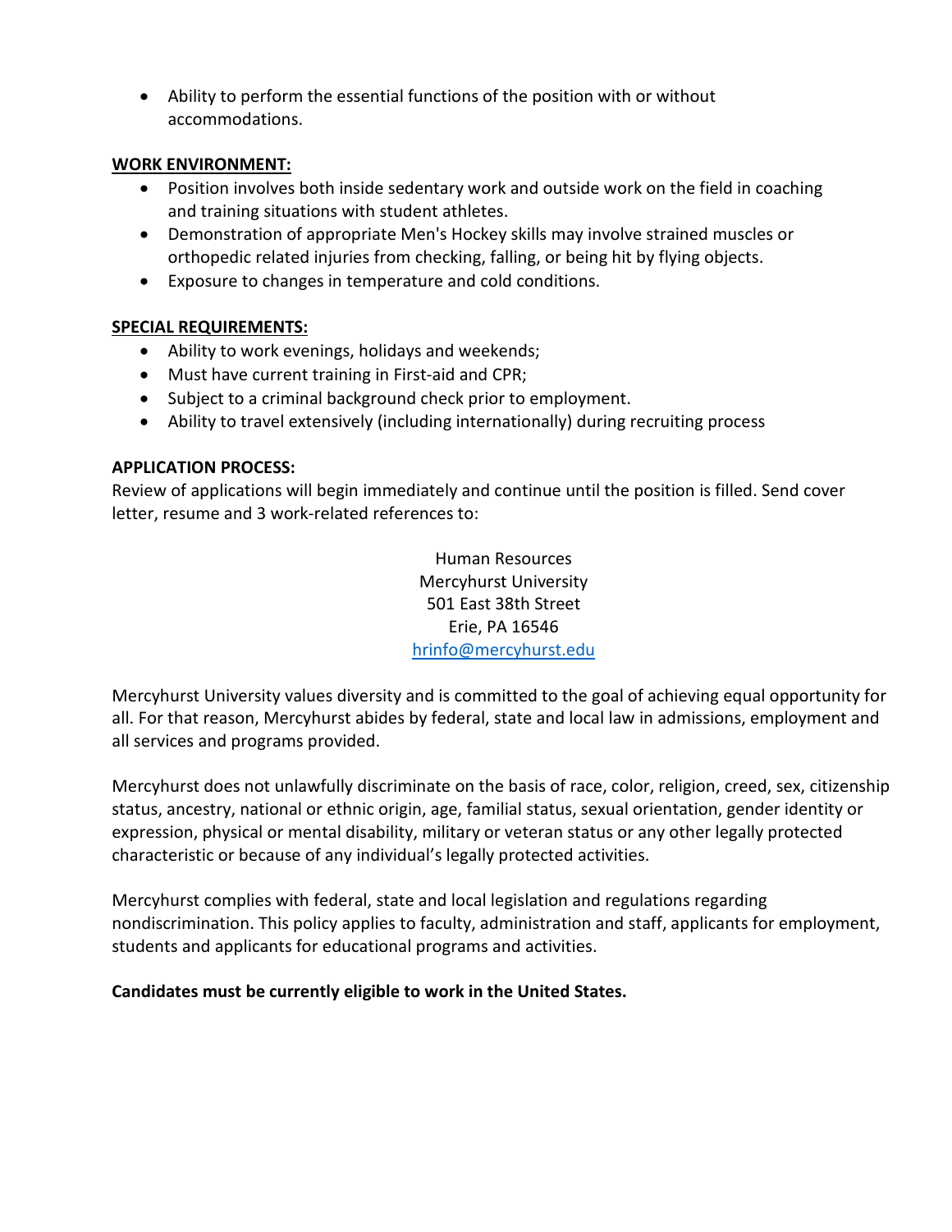- Ability to perform the essential functions of the position with or without accommodations.

**WORK ENVIRONMENT:**

- Position involves both inside sedentary work and outside work on the field in coaching and training situations with student athletes.
- Demonstration of appropriate Men's Hockey skills may involve strained muscles or orthopedic related injuries from checking, falling, or being hit by flying objects.
- Exposure to changes in temperature and cold conditions.

**SPECIAL REQUIREMENTS:**

- Ability to work evenings, holidays and weekends;
- Must have current training in First-aid and CPR;
- Subject to a criminal background check prior to employment.
- Ability to travel extensively (including internationally) during recruiting process

**APPLICATION PROCESS:**

Review of applications will begin immediately and continue until the position is filled. Send cover letter, resume and 3 work-related references to:

Human Resources
Mercyhurst University
501 East 38th Street
Erie, PA 16546
hrinfo@mercyhurst.edu

Mercyhurst University values diversity and is committed to the goal of achieving equal opportunity for all. For that reason, Mercyhurst abides by federal, state and local law in admissions, employment and all services and programs provided.

Mercyhurst does not unlawfully discriminate on the basis of race, color, religion, creed, sex, citizenship status, ancestry, national or ethnic origin, age, familial status, sexual orientation, gender identity or expression, physical or mental disability, military or veteran status or any other legally protected characteristic or because of any individual's legally protected activities.

Mercyhurst complies with federal, state and local legislation and regulations regarding nondiscrimination. This policy applies to faculty, administration and staff, applicants for employment, students and applicants for educational programs and activities.

**Candidates must be currently eligible to work in the United States.**